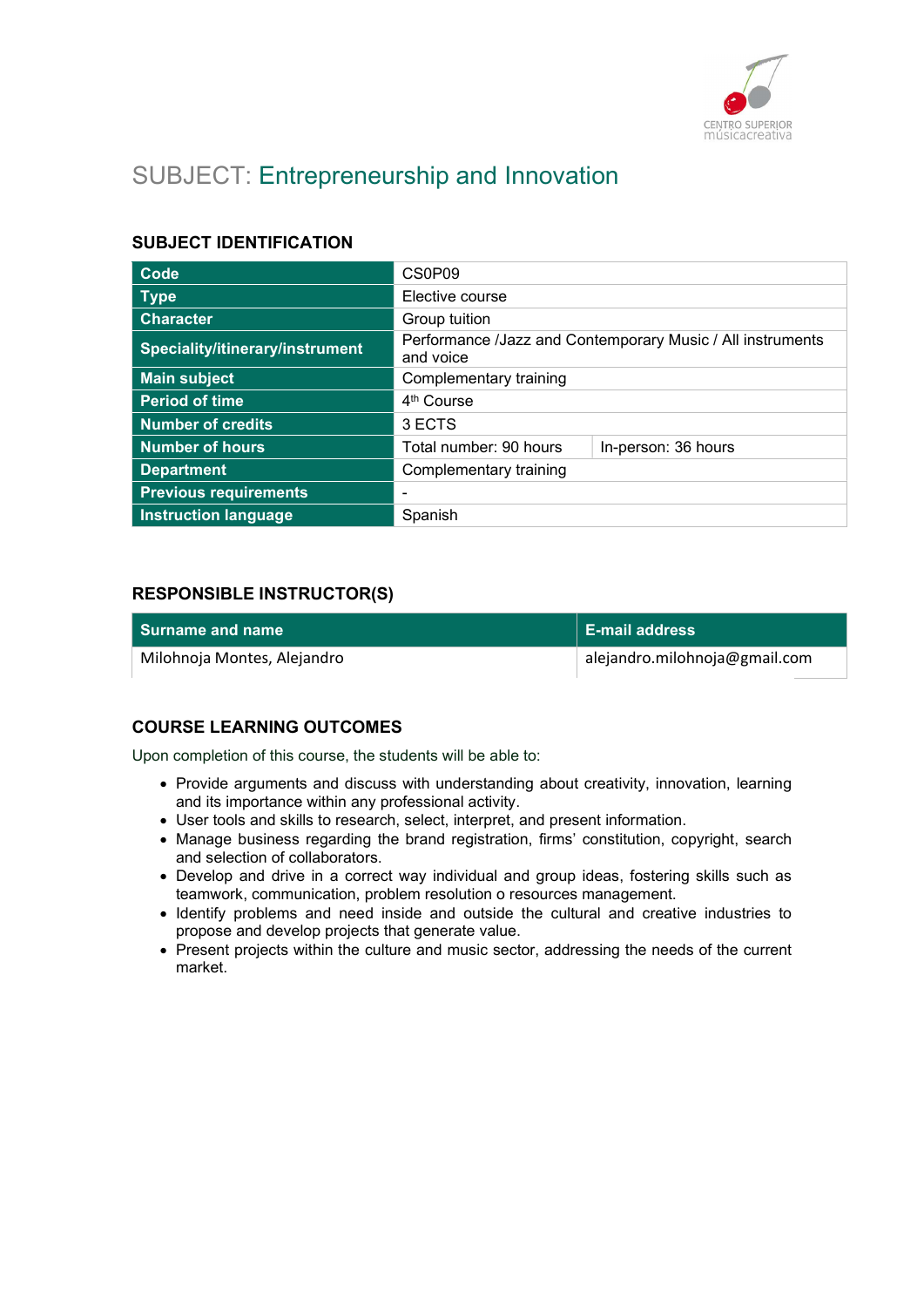# SUBJECT: Entrepreneurship and Innovation

## SUBJECT IDENTIFICATION

| | | |
|---|---|---|
| **Code** | CS0P09 | |
| **Type** | Elective course | |
| **Character** | Group tuition | |
| **Speciality/itinerary/instrument** | Performance /Jazz and Contemporary Music / All instruments and voice | |
| **Main subject** | Complementary training | |
| **Period of time** | 4th Course | |
| **Number of credits** | 3 ECTS | |
| **Number of hours** | Total number: 90 hours | In-person: 36 hours |
| **Department** | Complementary training | |
| **Previous requirements** | - | |
| **Instruction language** | Spanish | |

## RESPONSIBLE INSTRUCTOR(S)

| Surname and name | E-mail address |
|---|---|
| Milohnoja Montes, Alejandro | alejandro.milohnoja@gmail.com |

## COURSE LEARNING OUTCOMES

Upon completion of this course, the students will be able to:

- Provide arguments and discuss with understanding about creativity, innovation, learning and its importance within any professional activity.
- User tools and skills to research, select, interpret, and present information.
- Manage business regarding the brand registration, firms' constitution, copyright, search and selection of collaborators.
- Develop and drive in a correct way individual and group ideas, fostering skills such as teamwork, communication, problem resolution o resources management.
- Identify problems and need inside and outside the cultural and creative industries to propose and develop projects that generate value.
- Present projects within the culture and music sector, addressing the needs of the current market.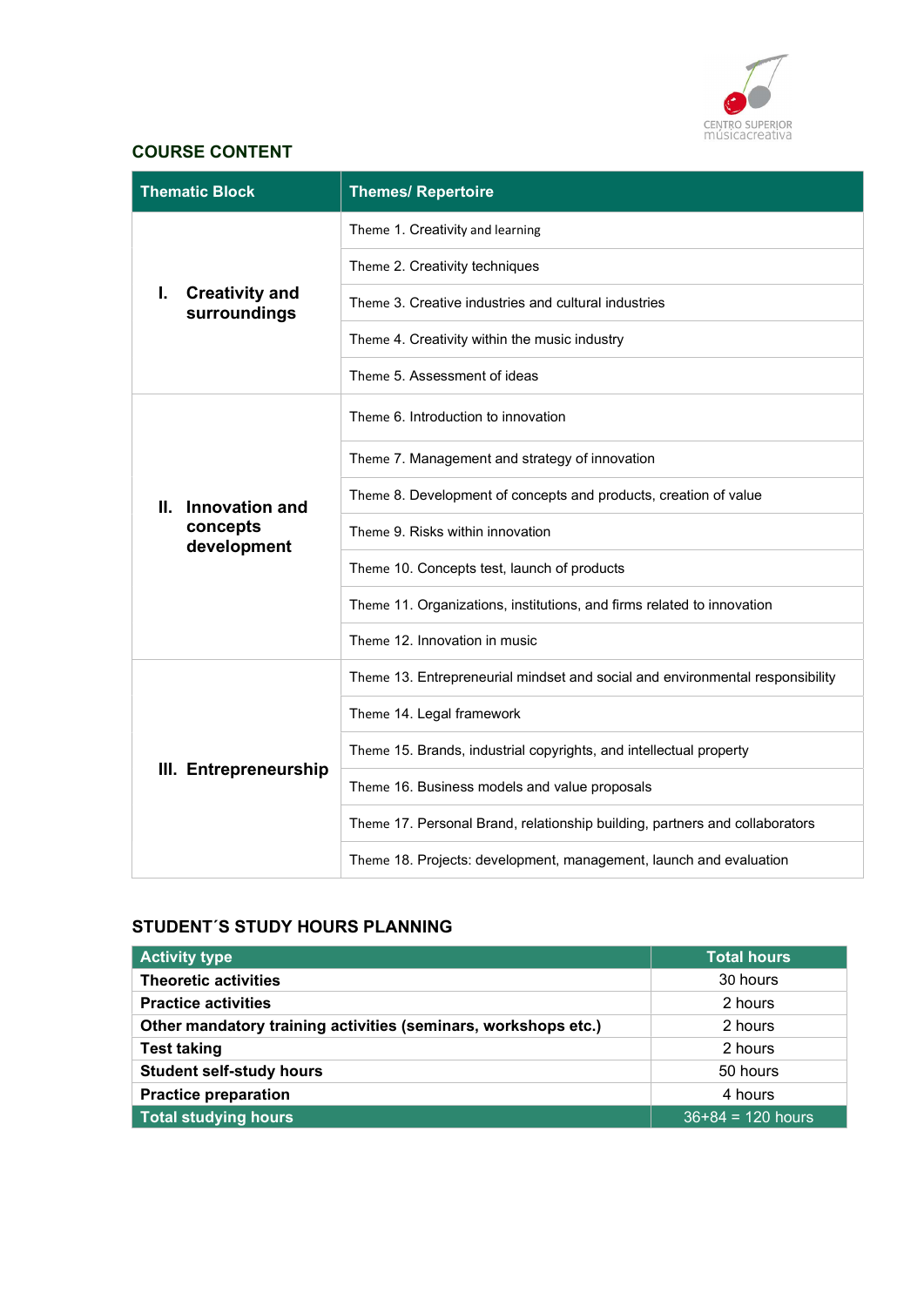## COURSE CONTENT

| Thematic Block | Themes/ Repertoire |
|---|---|
| I. Creativity and surroundings | Theme 1. Creativity and learning |
| | Theme 2. Creativity techniques |
| | Theme 3. Creative industries and cultural industries |
| | Theme 4. Creativity within the music industry |
| | Theme 5. Assessment of ideas |
| II. Innovation and concepts development | Theme 6. Introduction to innovation |
| | Theme 7. Management and strategy of innovation |
| | Theme 8. Development of concepts and products, creation of value |
| | Theme 9. Risks within innovation |
| | Theme 10. Concepts test, launch of products |
| | Theme 11. Organizations, institutions, and firms related to innovation |
| | Theme 12. Innovation in music |
| III. Entrepreneurship | Theme 13. Entrepreneurial mindset and social and environmental responsibility |
| | Theme 14. Legal framework |
| | Theme 15. Brands, industrial copyrights, and intellectual property |
| | Theme 16. Business models and value proposals |
| | Theme 17. Personal Brand, relationship building, partners and collaborators |
| | Theme 18. Projects: development, management, launch and evaluation |

## STUDENT´S STUDY HOURS PLANNING

| Activity type | Total hours |
|---|---|
| **Theoretic activities** | 30 hours |
| **Practice activities** | 2 hours |
| **Other mandatory training activities (seminars, workshops etc.)** | 2 hours |
| **Test taking** | 2 hours |
| **Student self-study hours** | 50 hours |
| **Practice preparation** | 4 hours |
| **Total studying hours** | 36+84 = 120 hours |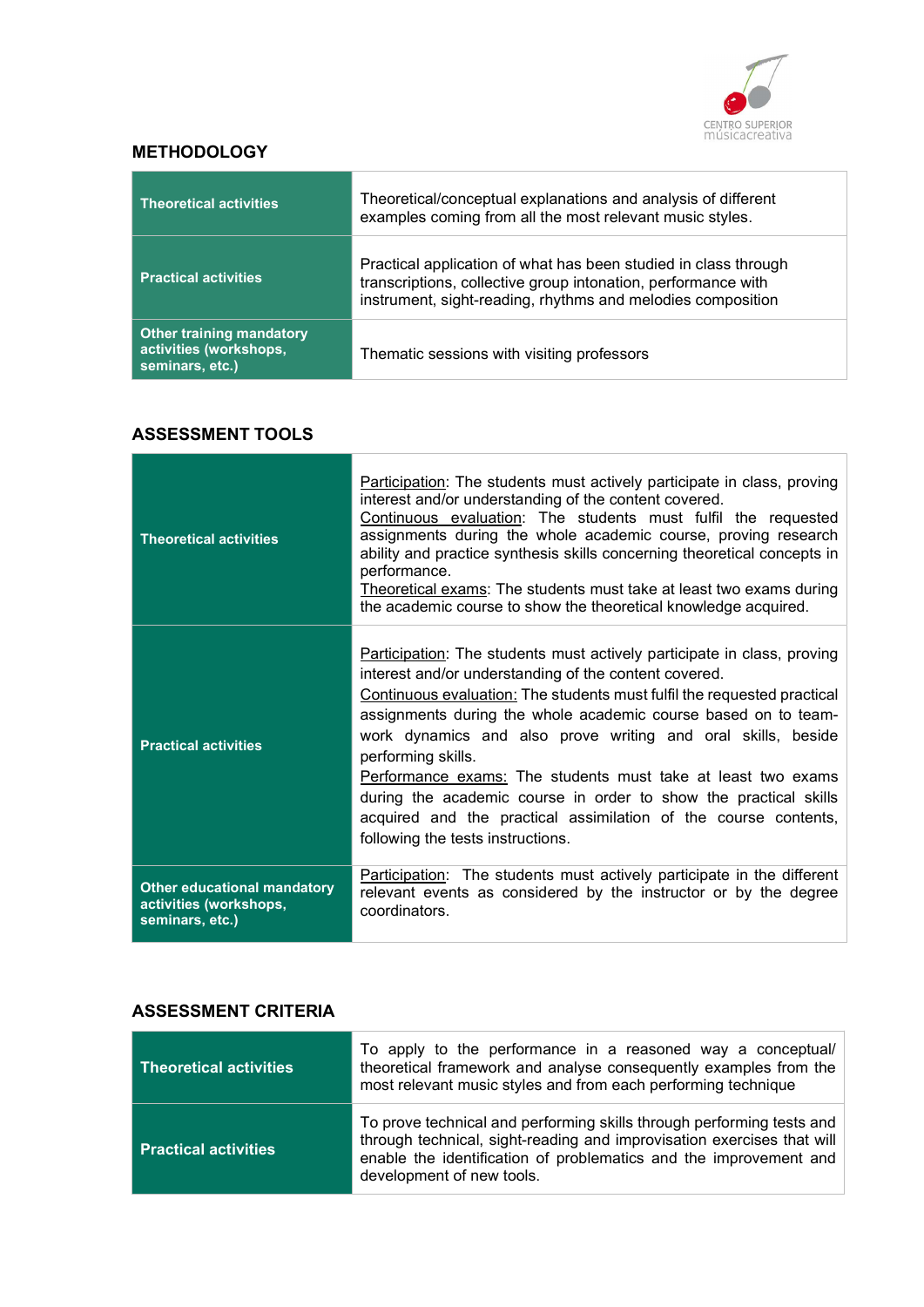## METHODOLOGY

| | |
|---|---|
| **Theoretical activities** | Theoretical/conceptual explanations and analysis of different examples coming from all the most relevant music styles. |
| **Practical activities** | Practical application of what has been studied in class through transcriptions, collective group intonation, performance with instrument, sight-reading, rhythms and melodies composition |
| **Other training mandatory activities (workshops, seminars, etc.)** | Thematic sessions with visiting professors |

## ASSESSMENT TOOLS

| | |
|---|---|
| **Theoretical activities** | <u>Participation</u>: The students must actively participate in class, proving interest and/or understanding of the content covered. <br> <u>Continuous evaluation</u>: The students must fulfil the requested assignments during the whole academic course, proving research ability and practice synthesis skills concerning theoretical concepts in performance. <br> <u>Theoretical exams</u>: The students must take at least two exams during the academic course to show the theoretical knowledge acquired. |
| **Practical activities** | <u>Participation</u>: The students must actively participate in class, proving interest and/or understanding of the content covered. <br> <u>Continuous evaluation:</u> The students must fulfil the requested practical assignments during the whole academic course based on to team-work dynamics and also prove writing and oral skills, beside performing skills. <br> <u>Performance exams:</u> The students must take at least two exams during the academic course in order to show the practical skills acquired and the practical assimilation of the course contents, following the tests instructions. |
| **Other educational mandatory activities (workshops, seminars, etc.)** | <u>Participation</u>: The students must actively participate in the different relevant events as considered by the instructor or by the degree coordinators. |

## ASSESSMENT CRITERIA

| | |
|---|---|
| **Theoretical activities** | To apply to the performance in a reasoned way a conceptual/ theoretical framework and analyse consequently examples from the most relevant music styles and from each performing technique |
| **Practical activities** | To prove technical and performing skills through performing tests and through technical, sight-reading and improvisation exercises that will enable the identification of problematics and the improvement and development of new tools. |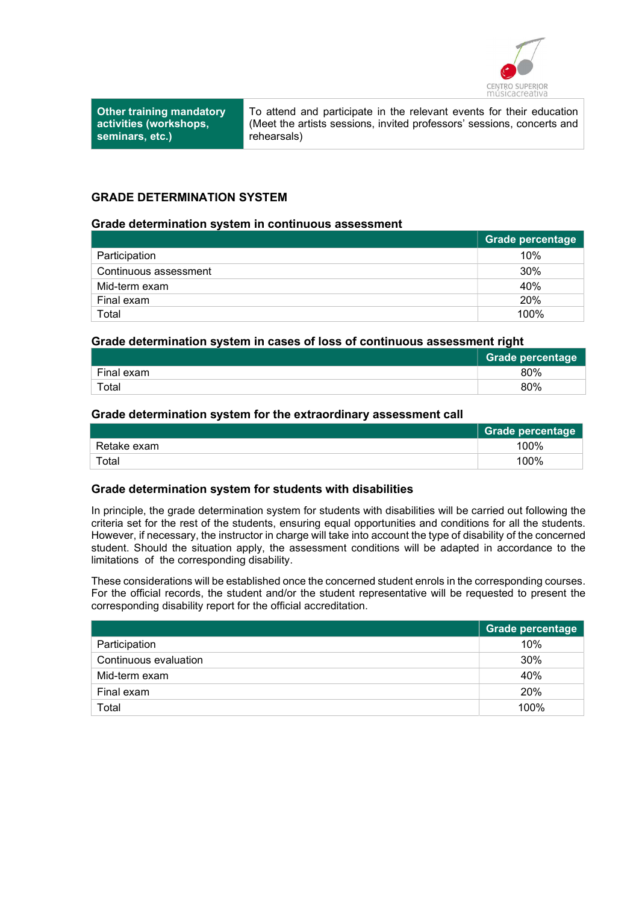| | |
|---|---|
| **Other training mandatory activities (workshops, seminars, etc.)** | To attend and participate in the relevant events for their education (Meet the artists sessions, invited professors' sessions, concerts and rehearsals) |

## GRADE DETERMINATION SYSTEM

### Grade determination system in continuous assessment

| | Grade percentage |
|---|---|
| Participation | 10% |
| Continuous assessment | 30% |
| Mid-term exam | 40% |
| Final exam | 20% |
| Total | 100% |

### Grade determination system in cases of loss of continuous assessment right

| | Grade percentage |
|---|---|
| Final exam | 80% |
| Total | 80% |

### Grade determination system for the extraordinary assessment call

| | Grade percentage |
|---|---|
| Retake exam | 100% |
| Total | 100% |

### Grade determination system for students with disabilities

In principle, the grade determination system for students with disabilities will be carried out following the criteria set for the rest of the students, ensuring equal opportunities and conditions for all the students. However, if necessary, the instructor in charge will take into account the type of disability of the concerned student. Should the situation apply, the assessment conditions will be adapted in accordance to the limitations of the corresponding disability.

These considerations will be established once the concerned student enrols in the corresponding courses. For the official records, the student and/or the student representative will be requested to present the corresponding disability report for the official accreditation.

| | Grade percentage |
|---|---|
| Participation | 10% |
| Continuous evaluation | 30% |
| Mid-term exam | 40% |
| Final exam | 20% |
| Total | 100% |